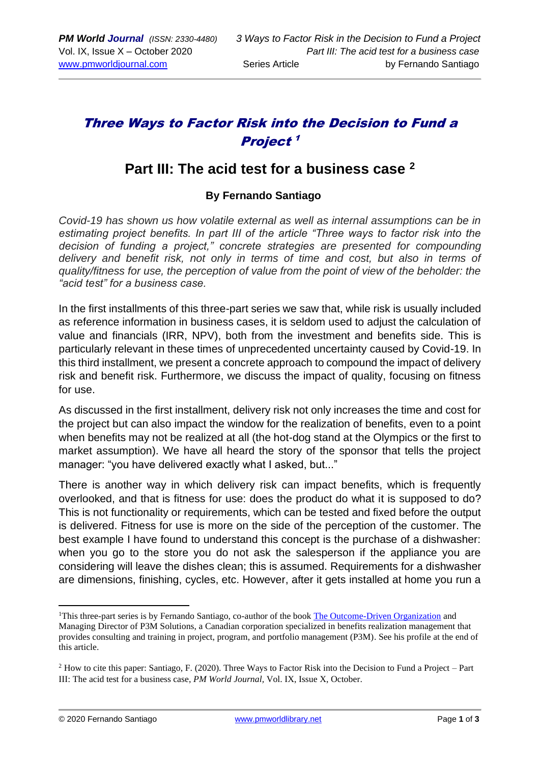# Three Ways to Factor Risk into the Decision to Fund a Project [1]

## Part III: The acid test for a business case [2]

### By Fernando Santiago

*Covid-19 has shown us how volatile external as well as internal assumptions can be in estimating project benefits. In part III of the article "Three ways to factor risk into the decision of funding a project," concrete strategies are presented for compounding delivery and benefit risk, not only in terms of time and cost, but also in terms of quality/fitness for use, the perception of value from the point of view of the beholder: the "acid test" for a business case.*

In the first installments of this three-part series we saw that, while risk is usually included as reference information in business cases, it is seldom used to adjust the calculation of value and financials (IRR, NPV), both from the investment and benefits side. This is particularly relevant in these times of unprecedented uncertainty caused by Covid-19. In this third installment, we present a concrete approach to compound the impact of delivery risk and benefit risk. Furthermore, we discuss the impact of quality, focusing on fitness for use.

As discussed in the first installment, delivery risk not only increases the time and cost for the project but can also impact the window for the realization of benefits, even to a point when benefits may not be realized at all (the hot-dog stand at the Olympics or the first to market assumption). We have all heard the story of the sponsor that tells the project manager: "you have delivered exactly what I asked, but..."

There is another way in which delivery risk can impact benefits, which is frequently overlooked, and that is fitness for use: does the product do what it is supposed to do? This is not functionality or requirements, which can be tested and fixed before the output is delivered. Fitness for use is more on the side of the perception of the customer. The best example I have found to understand this concept is the purchase of a dishwasher: when you go to the store you do not ask the salesperson if the appliance you are considering will leave the dishes clean; this is assumed. Requirements for a dishwasher are dimensions, finishing, cycles, etc. However, after it gets installed at home you run a

---

[1] This three-part series is by Fernando Santiago, co-author of the book The Outcome-Driven Organization and Managing Director of P3M Solutions, a Canadian corporation specialized in benefits realization management that provides consulting and training in project, program, and portfolio management (P3M). See his profile at the end of this article.

[2] How to cite this paper: Santiago, F. (2020). Three Ways to Factor Risk into the Decision to Fund a Project – Part III: The acid test for a business case, *PM World Journal*, Vol. IX, Issue X, October.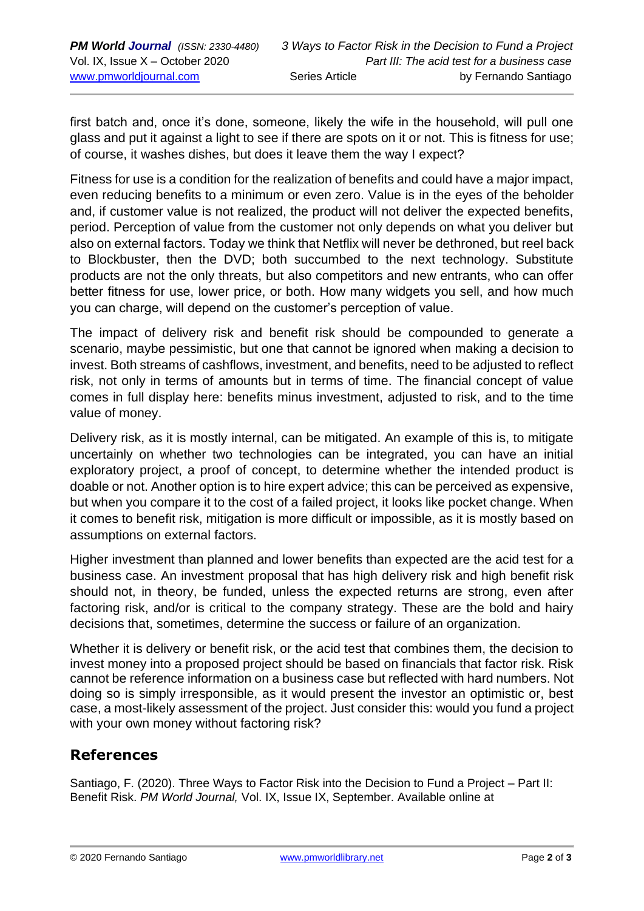first batch and, once it's done, someone, likely the wife in the household, will pull one glass and put it against a light to see if there are spots on it or not. This is fitness for use; of course, it washes dishes, but does it leave them the way I expect?

Fitness for use is a condition for the realization of benefits and could have a major impact, even reducing benefits to a minimum or even zero. Value is in the eyes of the beholder and, if customer value is not realized, the product will not deliver the expected benefits, period. Perception of value from the customer not only depends on what you deliver but also on external factors. Today we think that Netflix will never be dethroned, but reel back to Blockbuster, then the DVD; both succumbed to the next technology. Substitute products are not the only threats, but also competitors and new entrants, who can offer better fitness for use, lower price, or both. How many widgets you sell, and how much you can charge, will depend on the customer's perception of value.

The impact of delivery risk and benefit risk should be compounded to generate a scenario, maybe pessimistic, but one that cannot be ignored when making a decision to invest. Both streams of cashflows, investment, and benefits, need to be adjusted to reflect risk, not only in terms of amounts but in terms of time. The financial concept of value comes in full display here: benefits minus investment, adjusted to risk, and to the time value of money.

Delivery risk, as it is mostly internal, can be mitigated. An example of this is, to mitigate uncertainly on whether two technologies can be integrated, you can have an initial exploratory project, a proof of concept, to determine whether the intended product is doable or not. Another option is to hire expert advice; this can be perceived as expensive, but when you compare it to the cost of a failed project, it looks like pocket change. When it comes to benefit risk, mitigation is more difficult or impossible, as it is mostly based on assumptions on external factors.

Higher investment than planned and lower benefits than expected are the acid test for a business case. An investment proposal that has high delivery risk and high benefit risk should not, in theory, be funded, unless the expected returns are strong, even after factoring risk, and/or is critical to the company strategy. These are the bold and hairy decisions that, sometimes, determine the success or failure of an organization.

Whether it is delivery or benefit risk, or the acid test that combines them, the decision to invest money into a proposed project should be based on financials that factor risk. Risk cannot be reference information on a business case but reflected with hard numbers. Not doing so is simply irresponsible, as it would present the investor an optimistic or, best case, a most-likely assessment of the project. Just consider this: would you fund a project with your own money without factoring risk?

## References

Santiago, F. (2020). Three Ways to Factor Risk into the Decision to Fund a Project – Part II: Benefit Risk. *PM World Journal,* Vol. IX, Issue IX, September. Available online at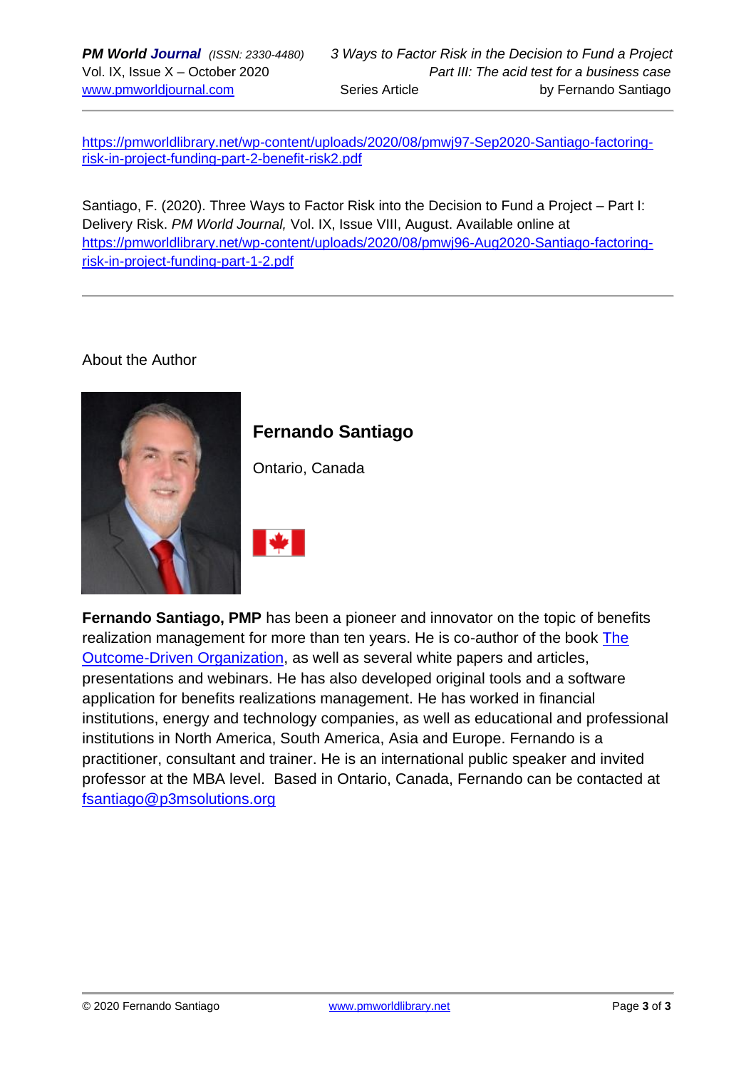https://pmworldlibrary.net/wp-content/uploads/2020/08/pmwj97-Sep2020-Santiago-factoring-risk-in-project-funding-part-2-benefit-risk2.pdf

Santiago, F. (2020). Three Ways to Factor Risk into the Decision to Fund a Project – Part I: Delivery Risk. *PM World Journal,* Vol. IX, Issue VIII, August. Available online at https://pmworldlibrary.net/wp-content/uploads/2020/08/pmwj96-Aug2020-Santiago-factoring-risk-in-project-funding-part-1-2.pdf

---

## About the Author

### Fernando Santiago

Ontario, Canada

**Fernando Santiago, PMP** has been a pioneer and innovator on the topic of benefits realization management for more than ten years. He is co-author of the book The Outcome-Driven Organization, as well as several white papers and articles, presentations and webinars. He has also developed original tools and a software application for benefits realizations management. He has worked in financial institutions, energy and technology companies, as well as educational and professional institutions in North America, South America, Asia and Europe. Fernando is a practitioner, consultant and trainer. He is an international public speaker and invited professor at the MBA level. Based in Ontario, Canada, Fernando can be contacted at fsantiago@p3msolutions.org